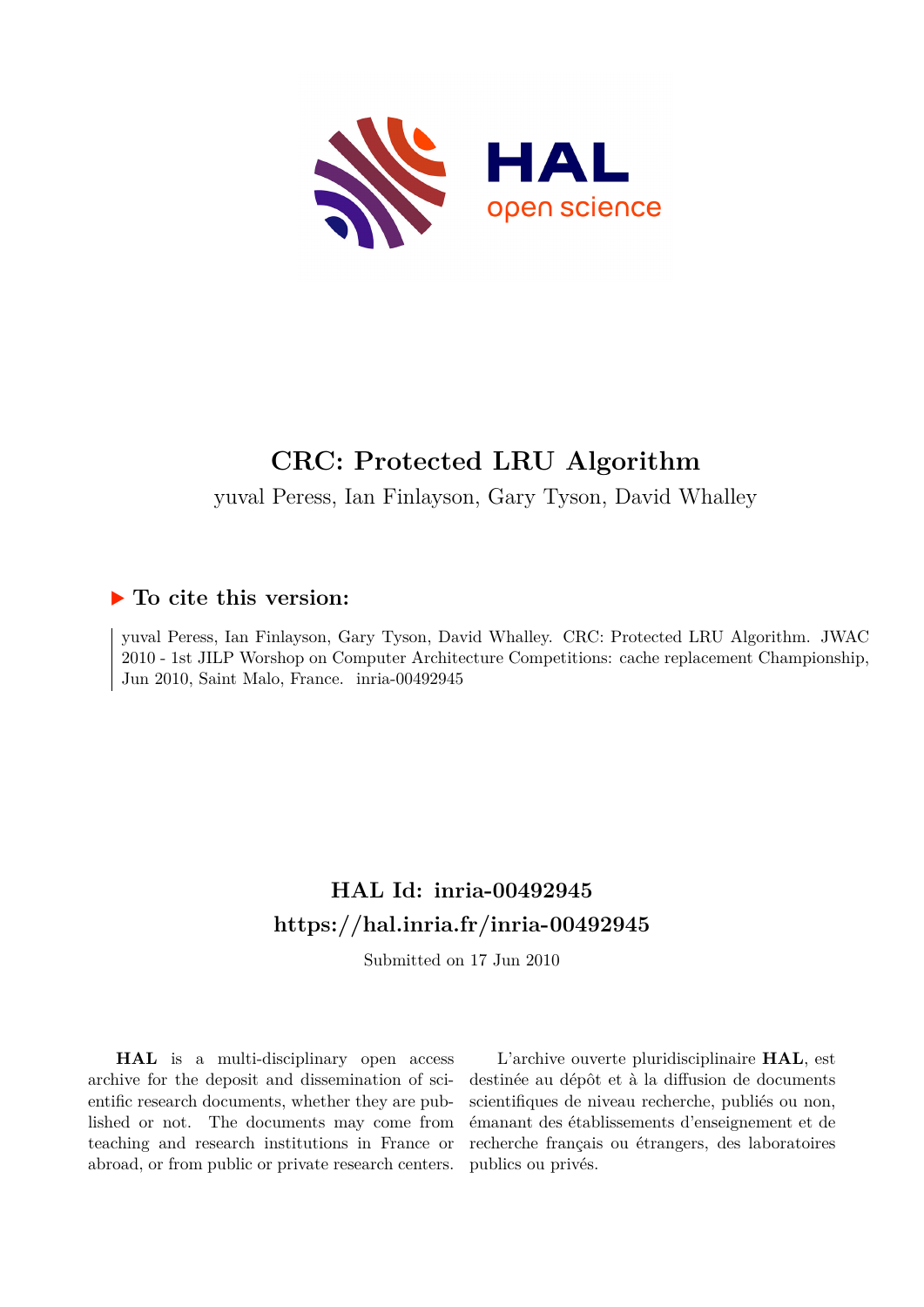# CRC: Protected LRU Algorithm

yuval Peress, Ian Finlayson, Gary Tyson, David Whalley

## ▶ To cite this version:

yuval Peress, Ian Finlayson, Gary Tyson, David Whalley. CRC: Protected LRU Algorithm. JWAC 2010 - 1st JILP Worshop on Computer Architecture Competitions: cache replacement Championship, Jun 2010, Saint Malo, France. inria-00492945

## HAL Id: inria-00492945
## https://hal.inria.fr/inria-00492945

Submitted on 17 Jun 2010

**HAL** is a multi-disciplinary open access archive for the deposit and dissemination of scientific research documents, whether they are published or not. The documents may come from teaching and research institutions in France or abroad, or from public or private research centers.

L'archive ouverte pluridisciplinaire **HAL**, est destinée au dépôt et à la diffusion de documents scientifiques de niveau recherche, publiés ou non, émanant des établissements d'enseignement et de recherche français ou étrangers, des laboratoires publics ou privés.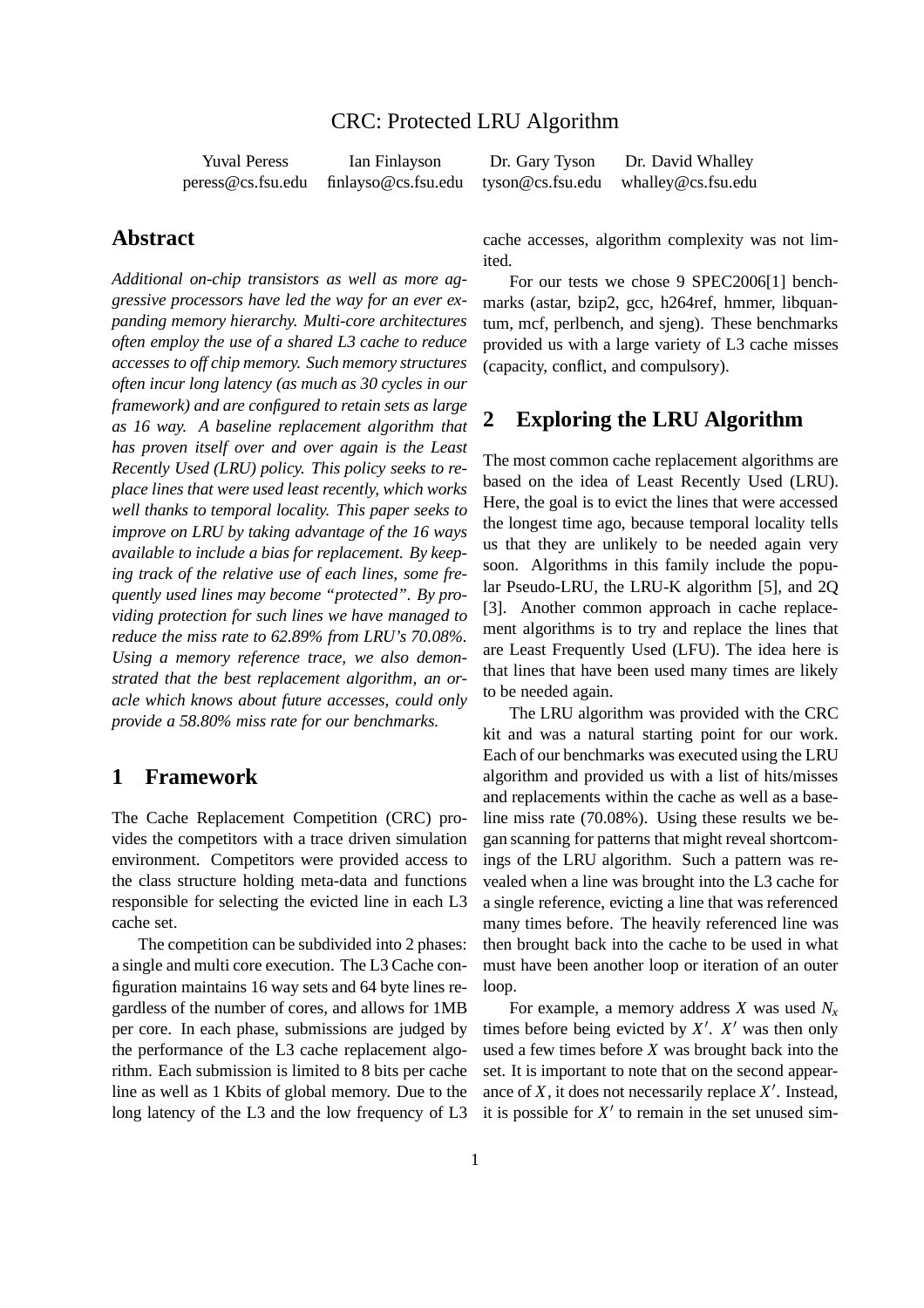# CRC: Protected LRU Algorithm

Yuval Peress
peress@cs.fsu.edu

Ian Finlayson
finlayso@cs.fsu.edu

Dr. Gary Tyson
tyson@cs.fsu.edu

Dr. David Whalley
whalley@cs.fsu.edu

## Abstract

*Additional on-chip transistors as well as more aggressive processors have led the way for an ever expanding memory hierarchy. Multi-core architectures often employ the use of a shared L3 cache to reduce accesses to off chip memory. Such memory structures often incur long latency (as much as 30 cycles in our framework) and are configured to retain sets as large as 16 way. A baseline replacement algorithm that has proven itself over and over again is the Least Recently Used (LRU) policy. This policy seeks to replace lines that were used least recently, which works well thanks to temporal locality. This paper seeks to improve on LRU by taking advantage of the 16 ways available to include a bias for replacement. By keeping track of the relative use of each lines, some frequently used lines may become "protected". By providing protection for such lines we have managed to reduce the miss rate to 62.89% from LRU's 70.08%. Using a memory reference trace, we also demonstrated that the best replacement algorithm, an oracle which knows about future accesses, could only provide a 58.80% miss rate for our benchmarks.*

## 1 Framework

The Cache Replacement Competition (CRC) provides the competitors with a trace driven simulation environment. Competitors were provided access to the class structure holding meta-data and functions responsible for selecting the evicted line in each L3 cache set.

The competition can be subdivided into 2 phases: a single and multi core execution. The L3 Cache configuration maintains 16 way sets and 64 byte lines regardless of the number of cores, and allows for 1MB per core. In each phase, submissions are judged by the performance of the L3 cache replacement algorithm. Each submission is limited to 8 bits per cache line as well as 1 Kbits of global memory. Due to the long latency of the L3 and the low frequency of L3 cache accesses, algorithm complexity was not limited.

For our tests we chose 9 SPEC2006[1] benchmarks (astar, bzip2, gcc, h264ref, hmmer, libquantum, mcf, perlbench, and sjeng). These benchmarks provided us with a large variety of L3 cache misses (capacity, conflict, and compulsory).

## 2 Exploring the LRU Algorithm

The most common cache replacement algorithms are based on the idea of Least Recently Used (LRU). Here, the goal is to evict the lines that were accessed the longest time ago, because temporal locality tells us that they are unlikely to be needed again very soon. Algorithms in this family include the popular Pseudo-LRU, the LRU-K algorithm [5], and 2Q [3]. Another common approach in cache replacement algorithms is to try and replace the lines that are Least Frequently Used (LFU). The idea here is that lines that have been used many times are likely to be needed again.

The LRU algorithm was provided with the CRC kit and was a natural starting point for our work. Each of our benchmarks was executed using the LRU algorithm and provided us with a list of hits/misses and replacements within the cache as well as a baseline miss rate (70.08%). Using these results we began scanning for patterns that might reveal shortcomings of the LRU algorithm. Such a pattern was revealed when a line was brought into the L3 cache for a single reference, evicting a line that was referenced many times before. The heavily referenced line was then brought back into the cache to be used in what must have been another loop or iteration of an outer loop.

For example, a memory address $X$ was used $N_x$ times before being evicted by $X'$. $X'$ was then only used a few times before $X$ was brought back into the set. It is important to note that on the second appearance of $X$, it does not necessarily replace $X'$. Instead, it is possible for $X'$ to remain in the set unused sim-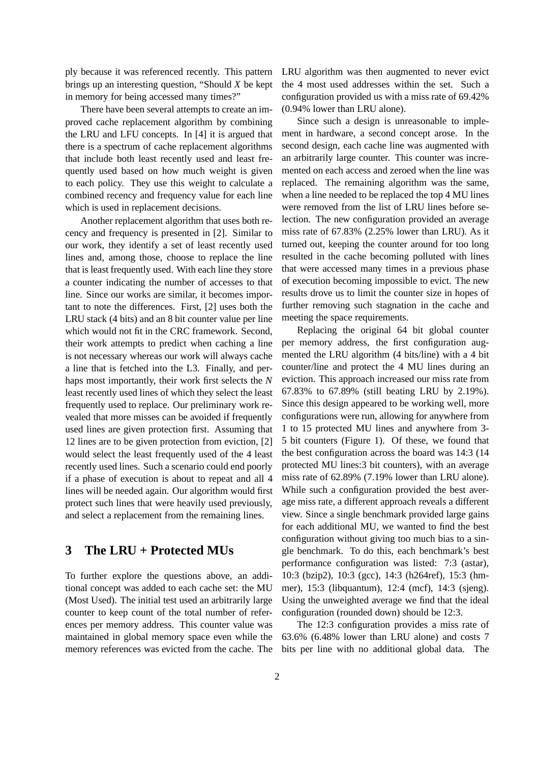ply because it was referenced recently. This pattern brings up an interesting question, "Should *X* be kept in memory for being accessed many times?"

There have been several attempts to create an improved cache replacement algorithm by combining the LRU and LFU concepts. In [4] it is argued that there is a spectrum of cache replacement algorithms that include both least recently used and least frequently used based on how much weight is given to each policy. They use this weight to calculate a combined recency and frequency value for each line which is used in replacement decisions.

Another replacement algorithm that uses both recency and frequency is presented in [2]. Similar to our work, they identify a set of least recently used lines and, among those, choose to replace the line that is least frequently used. With each line they store a counter indicating the number of accesses to that line. Since our works are similar, it becomes important to note the differences. First, [2] uses both the LRU stack (4 bits) and an 8 bit counter value per line which would not fit in the CRC framework. Second, their work attempts to predict when caching a line is not necessary whereas our work will always cache a line that is fetched into the L3. Finally, and perhaps most importantly, their work first selects the *N* least recently used lines of which they select the least frequently used to replace. Our preliminary work revealed that more misses can be avoided if frequently used lines are given protection first. Assuming that 12 lines are to be given protection from eviction, [2] would select the least frequently used of the 4 least recently used lines. Such a scenario could end poorly if a phase of execution is about to repeat and all 4 lines will be needed again. Our algorithm would first protect such lines that were heavily used previously, and select a replacement from the remaining lines.

## 3 The LRU + Protected MUs

To further explore the questions above, an additional concept was added to each cache set: the MU (Most Used). The initial test used an arbitrarily large counter to keep count of the total number of references per memory address. This counter value was maintained in global memory space even while the memory references was evicted from the cache. The LRU algorithm was then augmented to never evict the 4 most used addresses within the set. Such a configuration provided us with a miss rate of 69.42% (0.94% lower than LRU alone).

Since such a design is unreasonable to implement in hardware, a second concept arose. In the second design, each cache line was augmented with an arbitrarily large counter. This counter was incremented on each access and zeroed when the line was replaced. The remaining algorithm was the same, when a line needed to be replaced the top 4 MU lines were removed from the list of LRU lines before selection. The new configuration provided an average miss rate of 67.83% (2.25% lower than LRU). As it turned out, keeping the counter around for too long resulted in the cache becoming polluted with lines that were accessed many times in a previous phase of execution becoming impossible to evict. The new results drove us to limit the counter size in hopes of further removing such stagnation in the cache and meeting the space requirements.

Replacing the original 64 bit global counter per memory address, the first configuration augmented the LRU algorithm (4 bits/line) with a 4 bit counter/line and protect the 4 MU lines during an eviction. This approach increased our miss rate from 67.83% to 67.89% (still beating LRU by 2.19%). Since this design appeared to be working well, more configurations were run, allowing for anywhere from 1 to 15 protected MU lines and anywhere from 3-5 bit counters (Figure 1). Of these, we found that the best configuration across the board was 14:3 (14 protected MU lines:3 bit counters), with an average miss rate of 62.89% (7.19% lower than LRU alone). While such a configuration provided the best average miss rate, a different approach reveals a different view. Since a single benchmark provided large gains for each additional MU, we wanted to find the best configuration without giving too much bias to a single benchmark. To do this, each benchmark's best performance configuration was listed: 7:3 (astar), 10:3 (bzip2), 10:3 (gcc), 14:3 (h264ref), 15:3 (hmmer), 15:3 (libquantum), 12:4 (mcf), 14:3 (sjeng). Using the unweighted average we find that the ideal configuration (rounded down) should be 12:3.

The 12:3 configuration provides a miss rate of 63.6% (6.48% lower than LRU alone) and costs 7 bits per line with no additional global data. The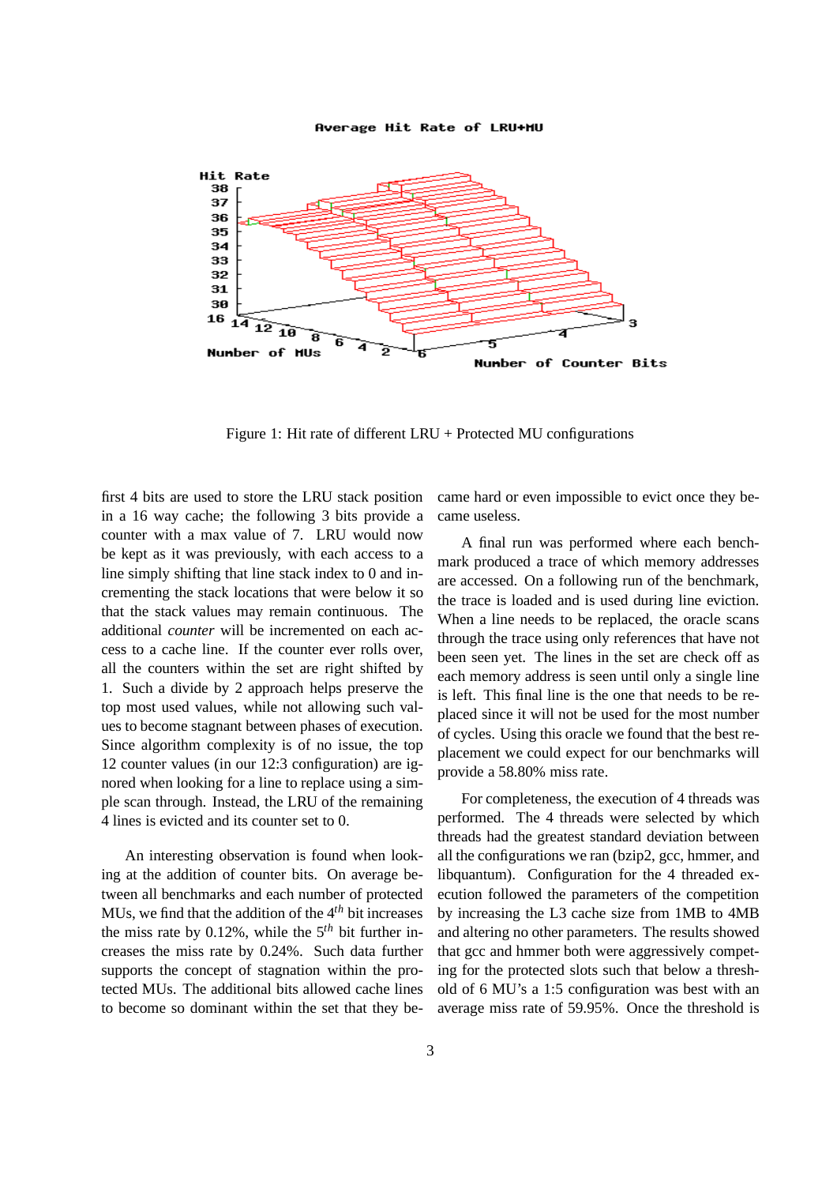Figure 1: Hit rate of different LRU + Protected MU configurations

first 4 bits are used to store the LRU stack position in a 16 way cache; the following 3 bits provide a counter with a max value of 7. LRU would now be kept as it was previously, with each access to a line simply shifting that line stack index to 0 and incrementing the stack locations that were below it so that the stack values may remain continuous. The additional *counter* will be incremented on each access to a cache line. If the counter ever rolls over, all the counters within the set are right shifted by 1. Such a divide by 2 approach helps preserve the top most used values, while not allowing such values to become stagnant between phases of execution. Since algorithm complexity is of no issue, the top 12 counter values (in our 12:3 configuration) are ignored when looking for a line to replace using a simple scan through. Instead, the LRU of the remaining 4 lines is evicted and its counter set to 0.

An interesting observation is found when looking at the addition of counter bits. On average between all benchmarks and each number of protected MUs, we find that the addition of the $4^{th}$ bit increases the miss rate by 0.12%, while the $5^{th}$ bit further increases the miss rate by 0.24%. Such data further supports the concept of stagnation within the protected MUs. The additional bits allowed cache lines to become so dominant within the set that they became hard or even impossible to evict once they became useless.

A final run was performed where each benchmark produced a trace of which memory addresses are accessed. On a following run of the benchmark, the trace is loaded and is used during line eviction. When a line needs to be replaced, the oracle scans through the trace using only references that have not been seen yet. The lines in the set are check off as each memory address is seen until only a single line is left. This final line is the one that needs to be replaced since it will not be used for the most number of cycles. Using this oracle we found that the best replacement we could expect for our benchmarks will provide a 58.80% miss rate.

For completeness, the execution of 4 threads was performed. The 4 threads were selected by which threads had the greatest standard deviation between all the configurations we ran (bzip2, gcc, hmmer, and libquantum). Configuration for the 4 threaded execution followed the parameters of the competition by increasing the L3 cache size from 1MB to 4MB and altering no other parameters. The results showed that gcc and hmmer both were aggressively competing for the protected slots such that below a threshold of 6 MU's a 1:5 configuration was best with an average miss rate of 59.95%. Once the threshold is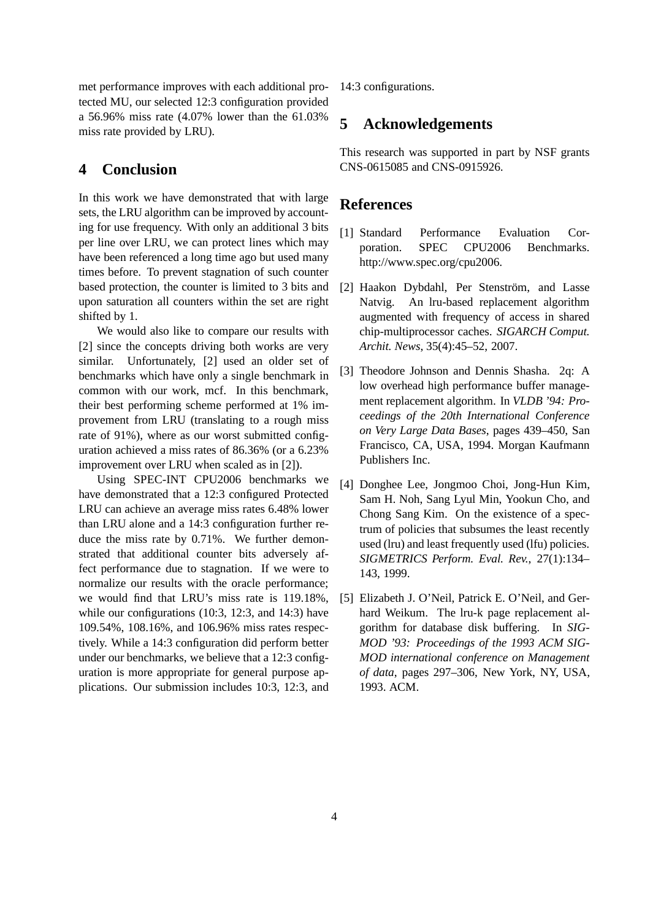met performance improves with each additional protected MU, our selected 12:3 configuration provided a 56.96% miss rate (4.07% lower than the 61.03% miss rate provided by LRU).

## 4 Conclusion

In this work we have demonstrated that with large sets, the LRU algorithm can be improved by accounting for use frequency. With only an additional 3 bits per line over LRU, we can protect lines which may have been referenced a long time ago but used many times before. To prevent stagnation of such counter based protection, the counter is limited to 3 bits and upon saturation all counters within the set are right shifted by 1.

We would also like to compare our results with [2] since the concepts driving both works are very similar. Unfortunately, [2] used an older set of benchmarks which have only a single benchmark in common with our work, mcf. In this benchmark, their best performing scheme performed at 1% improvement from LRU (translating to a rough miss rate of 91%), where as our worst submitted configuration achieved a miss rates of 86.36% (or a 6.23% improvement over LRU when scaled as in [2]).

Using SPEC-INT CPU2006 benchmarks we have demonstrated that a 12:3 configured Protected LRU can achieve an average miss rates 6.48% lower than LRU alone and a 14:3 configuration further reduce the miss rate by 0.71%. We further demonstrated that additional counter bits adversely affect performance due to stagnation. If we were to normalize our results with the oracle performance; we would find that LRU's miss rate is 119.18%, while our configurations (10:3, 12:3, and 14:3) have 109.54%, 108.16%, and 106.96% miss rates respectively. While a 14:3 configuration did perform better under our benchmarks, we believe that a 12:3 configuration is more appropriate for general purpose applications. Our submission includes 10:3, 12:3, and 14:3 configurations.

## 5 Acknowledgements

This research was supported in part by NSF grants CNS-0615085 and CNS-0915926.

## References

[1] Standard Performance Evaluation Corporation. SPEC CPU2006 Benchmarks. http://www.spec.org/cpu2006.

[2] Haakon Dybdahl, Per Stenström, and Lasse Natvig. An lru-based replacement algorithm augmented with frequency of access in shared chip-multiprocessor caches. *SIGARCH Comput. Archit. News*, 35(4):45–52, 2007.

[3] Theodore Johnson and Dennis Shasha. 2q: A low overhead high performance buffer management replacement algorithm. In *VLDB '94: Proceedings of the 20th International Conference on Very Large Data Bases*, pages 439–450, San Francisco, CA, USA, 1994. Morgan Kaufmann Publishers Inc.

[4] Donghee Lee, Jongmoo Choi, Jong-Hun Kim, Sam H. Noh, Sang Lyul Min, Yookun Cho, and Chong Sang Kim. On the existence of a spectrum of policies that subsumes the least recently used (lru) and least frequently used (lfu) policies. *SIGMETRICS Perform. Eval. Rev.*, 27(1):134–143, 1999.

[5] Elizabeth J. O'Neil, Patrick E. O'Neil, and Gerhard Weikum. The lru-k page replacement algorithm for database disk buffering. In *SIGMOD '93: Proceedings of the 1993 ACM SIGMOD international conference on Management of data*, pages 297–306, New York, NY, USA, 1993. ACM.